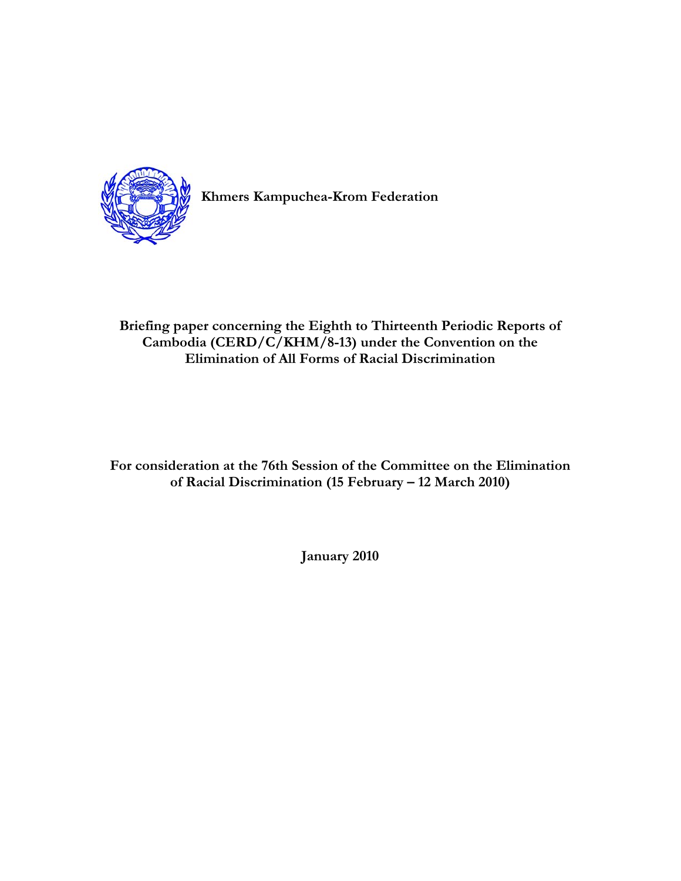**Khmers Kampuchea-Krom Federation**

# Briefing paper concerning the Eighth to Thirteenth Periodic Reports of Cambodia (CERD/C/KHM/8-13) under the Convention on the Elimination of All Forms of Racial Discrimination

**For consideration at the 76th Session of the Committee on the Elimination of Racial Discrimination (15 February – 12 March 2010)**

**January 2010**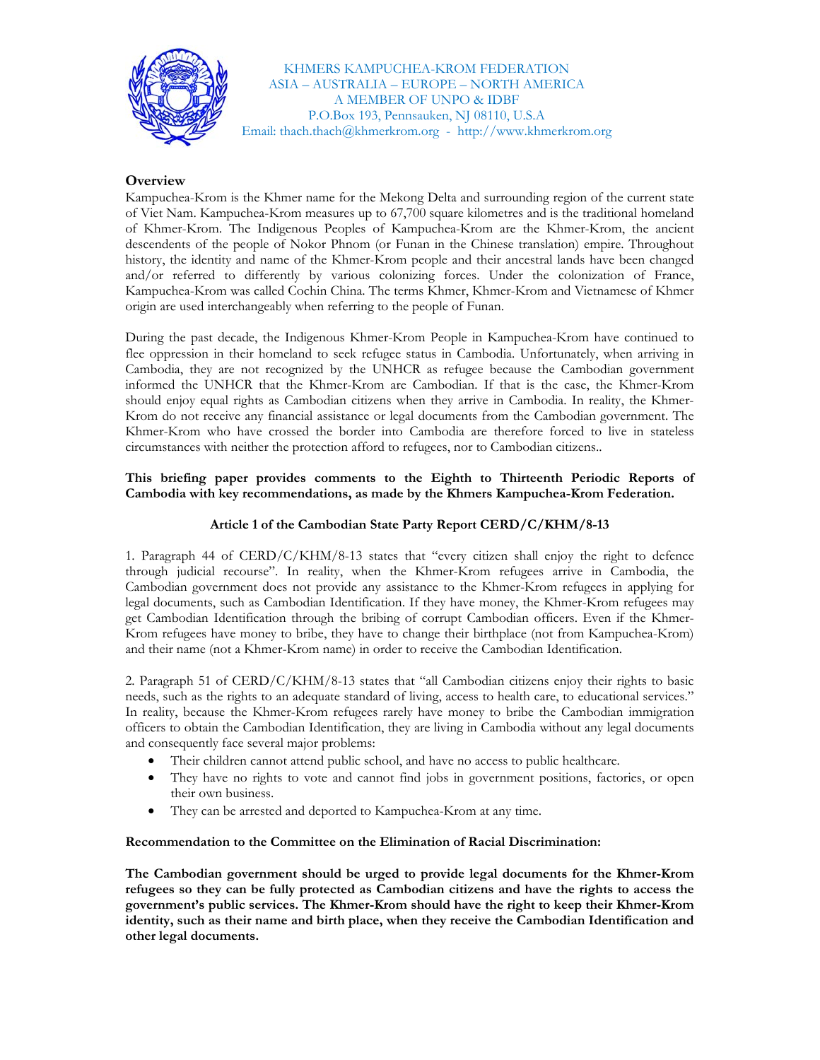KHMERS KAMPUCHEA-KROM FEDERATION
ASIA – AUSTRALIA – EUROPE – NORTH AMERICA
A MEMBER OF UNPO & IDBF
P.O.Box 193, Pennsauken, NJ 08110, U.S.A
Email: thach.thach@khmerkrom.org - http://www.khmerkrom.org

## Overview

Kampuchea-Krom is the Khmer name for the Mekong Delta and surrounding region of the current state of Viet Nam. Kampuchea-Krom measures up to 67,700 square kilometres and is the traditional homeland of Khmer-Krom. The Indigenous Peoples of Kampuchea-Krom are the Khmer-Krom, the ancient descendents of the people of Nokor Phnom (or Funan in the Chinese translation) empire. Throughout history, the identity and name of the Khmer-Krom people and their ancestral lands have been changed and/or referred to differently by various colonizing forces. Under the colonization of France, Kampuchea-Krom was called Cochin China. The terms Khmer, Khmer-Krom and Vietnamese of Khmer origin are used interchangeably when referring to the people of Funan.

During the past decade, the Indigenous Khmer-Krom People in Kampuchea-Krom have continued to flee oppression in their homeland to seek refugee status in Cambodia. Unfortunately, when arriving in Cambodia, they are not recognized by the UNHCR as refugee because the Cambodian government informed the UNHCR that the Khmer-Krom are Cambodian. If that is the case, the Khmer-Krom should enjoy equal rights as Cambodian citizens when they arrive in Cambodia. In reality, the Khmer-Krom do not receive any financial assistance or legal documents from the Cambodian government. The Khmer-Krom who have crossed the border into Cambodia are therefore forced to live in stateless circumstances with neither the protection afford to refugees, nor to Cambodian citizens..

**This briefing paper provides comments to the Eighth to Thirteenth Periodic Reports of Cambodia with key recommendations, as made by the Khmers Kampuchea-Krom Federation.**

### Article 1 of the Cambodian State Party Report CERD/C/KHM/8-13

1. Paragraph 44 of CERD/C/KHM/8-13 states that "every citizen shall enjoy the right to defence through judicial recourse". In reality, when the Khmer-Krom refugees arrive in Cambodia, the Cambodian government does not provide any assistance to the Khmer-Krom refugees in applying for legal documents, such as Cambodian Identification. If they have money, the Khmer-Krom refugees may get Cambodian Identification through the bribing of corrupt Cambodian officers. Even if the Khmer-Krom refugees have money to bribe, they have to change their birthplace (not from Kampuchea-Krom) and their name (not a Khmer-Krom name) in order to receive the Cambodian Identification.

2. Paragraph 51 of CERD/C/KHM/8-13 states that "all Cambodian citizens enjoy their rights to basic needs, such as the rights to an adequate standard of living, access to health care, to educational services." In reality, because the Khmer-Krom refugees rarely have money to bribe the Cambodian immigration officers to obtain the Cambodian Identification, they are living in Cambodia without any legal documents and consequently face several major problems:

- Their children cannot attend public school, and have no access to public healthcare.
- They have no rights to vote and cannot find jobs in government positions, factories, or open their own business.
- They can be arrested and deported to Kampuchea-Krom at any time.

**Recommendation to the Committee on the Elimination of Racial Discrimination:**

**The Cambodian government should be urged to provide legal documents for the Khmer-Krom refugees so they can be fully protected as Cambodian citizens and have the rights to access the government's public services. The Khmer-Krom should have the right to keep their Khmer-Krom identity, such as their name and birth place, when they receive the Cambodian Identification and other legal documents.**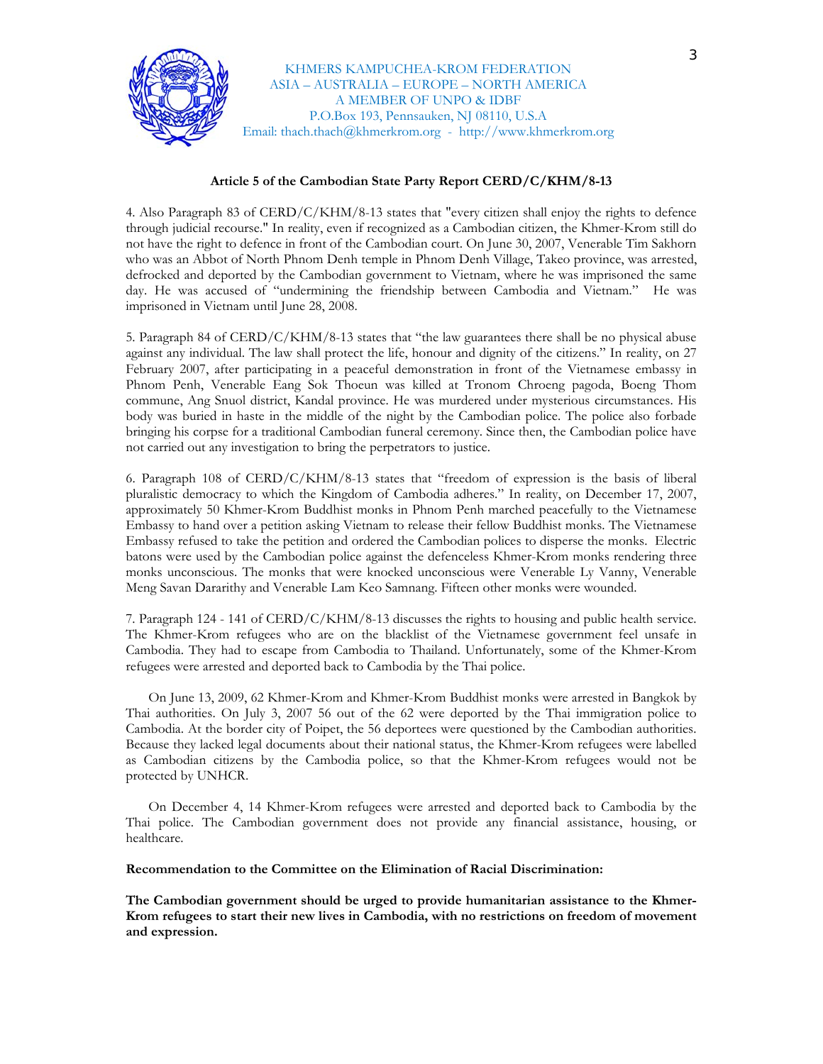KHMERS KAMPUCHEA-KROM FEDERATION
ASIA – AUSTRALIA – EUROPE – NORTH AMERICA
A MEMBER OF UNPO & IDBF
P.O.Box 193, Pennsauken, NJ 08110, U.S.A
Email: thach.thach@khmerkrom.org - http://www.khmerkrom.org

**Article 5 of the Cambodian State Party Report CERD/C/KHM/8-13**

4. Also Paragraph 83 of CERD/C/KHM/8-13 states that "every citizen shall enjoy the rights to defence through judicial recourse." In reality, even if recognized as a Cambodian citizen, the Khmer-Krom still do not have the right to defence in front of the Cambodian court. On June 30, 2007, Venerable Tim Sakhorn who was an Abbot of North Phnom Denh temple in Phnom Denh Village, Takeo province, was arrested, defrocked and deported by the Cambodian government to Vietnam, where he was imprisoned the same day. He was accused of "undermining the friendship between Cambodia and Vietnam." He was imprisoned in Vietnam until June 28, 2008.

5. Paragraph 84 of CERD/C/KHM/8-13 states that "the law guarantees there shall be no physical abuse against any individual. The law shall protect the life, honour and dignity of the citizens." In reality, on 27 February 2007, after participating in a peaceful demonstration in front of the Vietnamese embassy in Phnom Penh, Venerable Eang Sok Thoeun was killed at Tronom Chroeng pagoda, Boeng Thom commune, Ang Snuol district, Kandal province. He was murdered under mysterious circumstances. His body was buried in haste in the middle of the night by the Cambodian police. The police also forbade bringing his corpse for a traditional Cambodian funeral ceremony. Since then, the Cambodian police have not carried out any investigation to bring the perpetrators to justice.

6. Paragraph 108 of CERD/C/KHM/8-13 states that "freedom of expression is the basis of liberal pluralistic democracy to which the Kingdom of Cambodia adheres." In reality, on December 17, 2007, approximately 50 Khmer-Krom Buddhist monks in Phnom Penh marched peacefully to the Vietnamese Embassy to hand over a petition asking Vietnam to release their fellow Buddhist monks. The Vietnamese Embassy refused to take the petition and ordered the Cambodian polices to disperse the monks. Electric batons were used by the Cambodian police against the defenceless Khmer-Krom monks rendering three monks unconscious. The monks that were knocked unconscious were Venerable Ly Vanny, Venerable Meng Savan Dararithy and Venerable Lam Keo Samnang. Fifteen other monks were wounded.

7. Paragraph 124 - 141 of CERD/C/KHM/8-13 discusses the rights to housing and public health service. The Khmer-Krom refugees who are on the blacklist of the Vietnamese government feel unsafe in Cambodia. They had to escape from Cambodia to Thailand. Unfortunately, some of the Khmer-Krom refugees were arrested and deported back to Cambodia by the Thai police.

On June 13, 2009, 62 Khmer-Krom and Khmer-Krom Buddhist monks were arrested in Bangkok by Thai authorities. On July 3, 2007 56 out of the 62 were deported by the Thai immigration police to Cambodia. At the border city of Poipet, the 56 deportees were questioned by the Cambodian authorities. Because they lacked legal documents about their national status, the Khmer-Krom refugees were labelled as Cambodian citizens by the Cambodia police, so that the Khmer-Krom refugees would not be protected by UNHCR.

On December 4, 14 Khmer-Krom refugees were arrested and deported back to Cambodia by the Thai police. The Cambodian government does not provide any financial assistance, housing, or healthcare.

**Recommendation to the Committee on the Elimination of Racial Discrimination:**

**The Cambodian government should be urged to provide humanitarian assistance to the Khmer-Krom refugees to start their new lives in Cambodia, with no restrictions on freedom of movement and expression.**